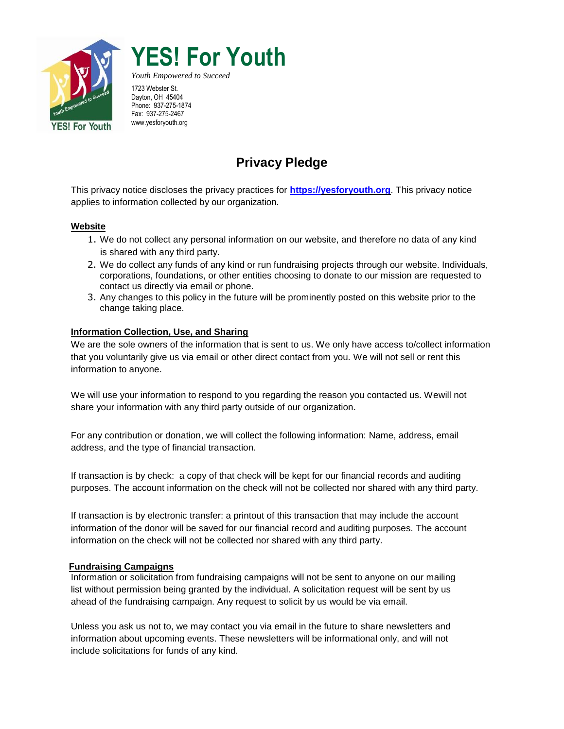# YES! For Youth

*Youth Empowered to Succeed*

1723 Webster St.
Dayton, OH 45404
Phone: 937-275-1874
Fax: 937-275-2467
www.yesforyouth.org

## Privacy Pledge

This privacy notice discloses the privacy practices for **https://yesforyouth.org**. This privacy notice applies to information collected by our organization.

### Website

1. We do not collect any personal information on our website, and therefore no data of any kind is shared with any third party.
2. We do collect any funds of any kind or run fundraising projects through our website. Individuals, corporations, foundations, or other entities choosing to donate to our mission are requested to contact us directly via email or phone.
3. Any changes to this policy in the future will be prominently posted on this website prior to the change taking place.

### Information Collection, Use, and Sharing

We are the sole owners of the information that is sent to us. We only have access to/collect information that you voluntarily give us via email or other direct contact from you. We will not sell or rent this information to anyone.

We will use your information to respond to you regarding the reason you contacted us. Wewill not share your information with any third party outside of our organization.

For any contribution or donation, we will collect the following information: Name, address, email address, and the type of financial transaction.

If transaction is by check: a copy of that check will be kept for our financial records and auditing purposes. The account information on the check will not be collected nor shared with any third party.

If transaction is by electronic transfer: a printout of this transaction that may include the account information of the donor will be saved for our financial record and auditing purposes. The account information on the check will not be collected nor shared with any third party.

### Fundraising Campaigns

Information or solicitation from fundraising campaigns will not be sent to anyone on our mailing list without permission being granted by the individual. A solicitation request will be sent by us ahead of the fundraising campaign. Any request to solicit by us would be via email.

Unless you ask us not to, we may contact you via email in the future to share newsletters and information about upcoming events. These newsletters will be informational only, and will not include solicitations for funds of any kind.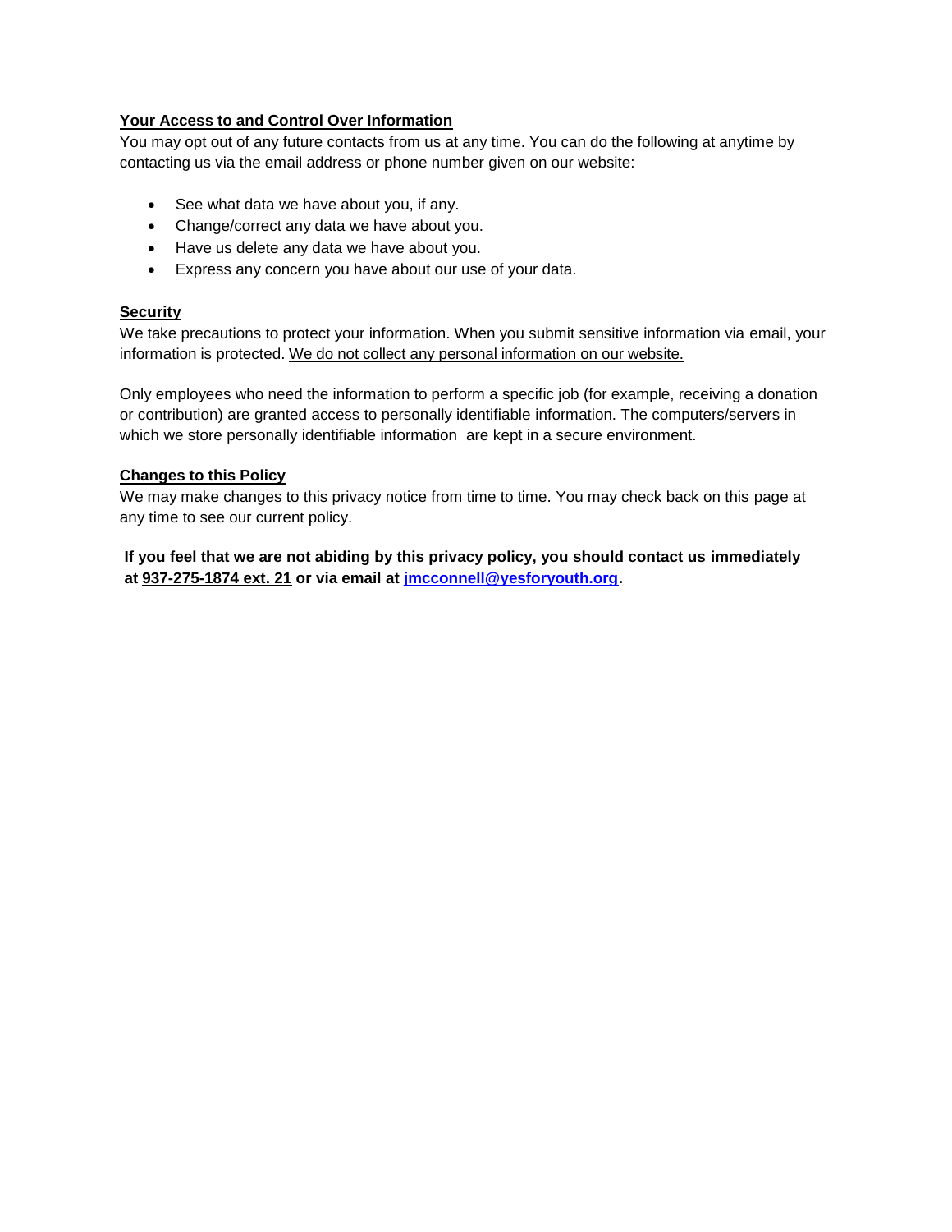**Your Access to and Control Over Information**

You may opt out of any future contacts from us at any time. You can do the following at anytime by contacting us via the email address or phone number given on our website:

- See what data we have about you, if any.
- Change/correct any data we have about you.
- Have us delete any data we have about you.
- Express any concern you have about our use of your data.

**Security**

We take precautions to protect your information. When you submit sensitive information via email, your information is protected. We do not collect any personal information on our website.

Only employees who need the information to perform a specific job (for example, receiving a donation or contribution) are granted access to personally identifiable information. The computers/servers in which we store personally identifiable information are kept in a secure environment.

**Changes to this Policy**

We may make changes to this privacy notice from time to time. You may check back on this page at any time to see our current policy.

**If you feel that we are not abiding by this privacy policy, you should contact us immediately at 937-275-1874 ext. 21 or via email at jmcconnell@yesforyouth.org.**